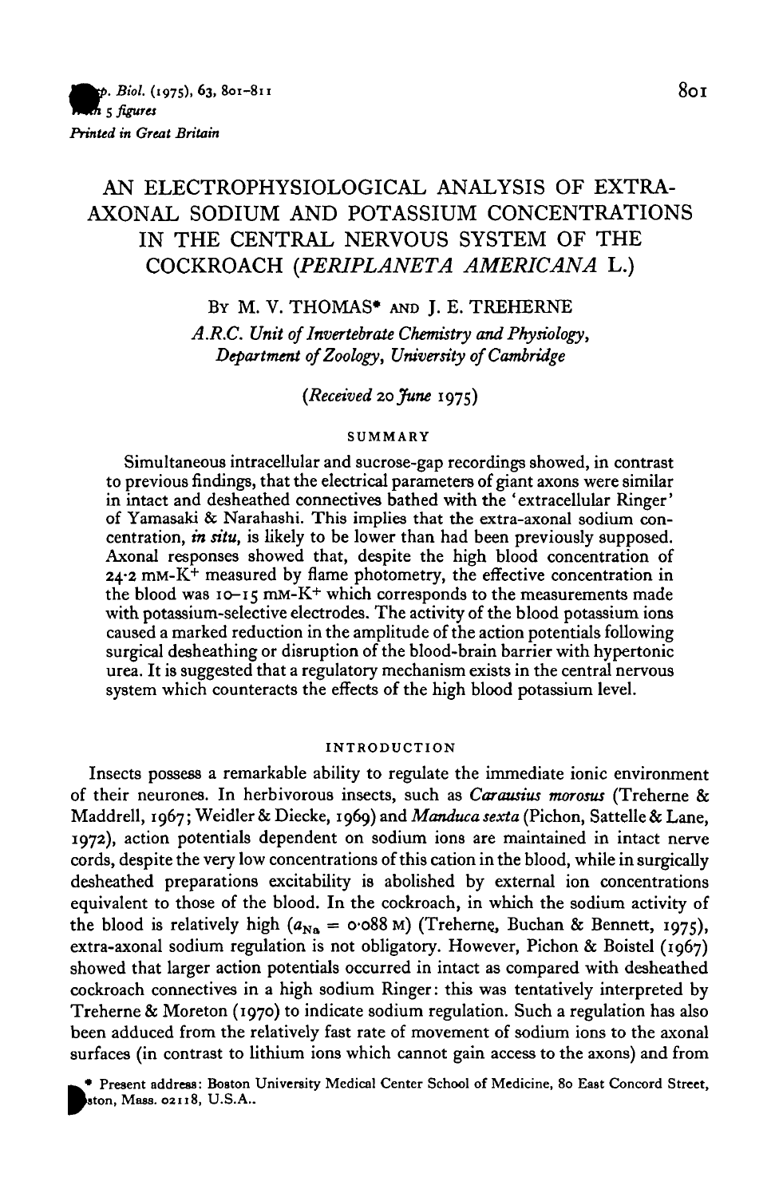# AN ELECTROPHYSIOLOGICAL ANALYSIS OF EXTRA-AXONAL SODIUM AND POTASSIUM CONCENTRATIONS IN THE CENTRAL NERVOUS SYSTEM OF THE COCKROACH (*PERIPLANETA AMERICANA* L.)

By M. V. THOMAS* and J. E. TREHERNE

*A.R.C. Unit of Invertebrate Chemistry and Physiology, Department of Zoology, University of Cambridge*

(*Received* 20 *June* 1975)

## SUMMARY

Simultaneous intracellular and sucrose-gap recordings showed, in contrast to previous findings, that the electrical parameters of giant axons were similar in intact and desheathed connectives bathed with the 'extracellular Ringer' of Yamasaki & Narahashi. This implies that the extra-axonal sodium concentration, *in situ*, is likely to be lower than had been previously supposed. Axonal responses showed that, despite the high blood concentration of 24·2 mM-$K^+$ measured by flame photometry, the effective concentration in the blood was 10–15 mM-$K^+$ which corresponds to the measurements made with potassium-selective electrodes. The activity of the blood potassium ions caused a marked reduction in the amplitude of the action potentials following surgical desheathing or disruption of the blood-brain barrier with hypertonic urea. It is suggested that a regulatory mechanism exists in the central nervous system which counteracts the effects of the high blood potassium level.

## INTRODUCTION

Insects possess a remarkable ability to regulate the immediate ionic environment of their neurones. In herbivorous insects, such as *Carausius morosus* (Treherne & Maddrell, 1967; Weidler & Diecke, 1969) and *Manduca sexta* (Pichon, Sattelle & Lane, 1972), action potentials dependent on sodium ions are maintained in intact nerve cords, despite the very low concentrations of this cation in the blood, while in surgically desheathed preparations excitability is abolished by external ion concentrations equivalent to those of the blood. In the cockroach, in which the sodium activity of the blood is relatively high ($a_{Na}$ = 0·088 M) (Treherne, Buchan & Bennett, 1975), extra-axonal sodium regulation is not obligatory. However, Pichon & Boistel (1967) showed that larger action potentials occurred in intact as compared with desheathed cockroach connectives in a high sodium Ringer: this was tentatively interpreted by Treherne & Moreton (1970) to indicate sodium regulation. Such a regulation has also been adduced from the relatively fast rate of movement of sodium ions to the axonal surfaces (in contrast to lithium ions which cannot gain access to the axons) and from

* Present address: Boston University Medical Center School of Medicine, 80 East Concord Street, Boston, Mass. 02118, U.S.A..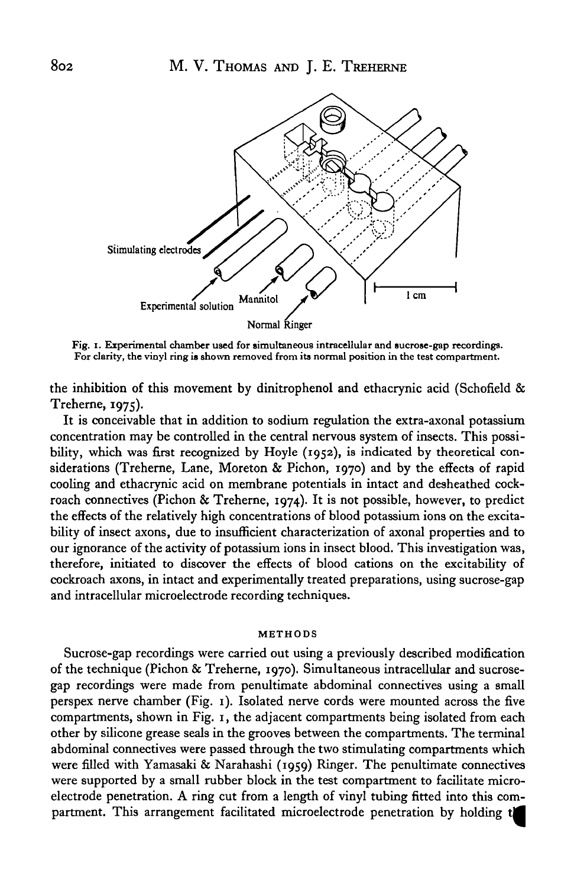Fig. 1. Experimental chamber used for simultaneous intracellular and sucrose-gap recordings. For clarity, the vinyl ring is shown removed from its normal position in the test compartment.

the inhibition of this movement by dinitrophenol and ethacrynic acid (Schofield & Treherne, 1975).

It is conceivable that in addition to sodium regulation the extra-axonal potassium concentration may be controlled in the central nervous system of insects. This possibility, which was first recognized by Hoyle (1952), is indicated by theoretical considerations (Treherne, Lane, Moreton & Pichon, 1970) and by the effects of rapid cooling and ethacrynic acid on membrane potentials in intact and desheathed cockroach connectives (Pichon & Treherne, 1974). It is not possible, however, to predict the effects of the relatively high concentrations of blood potassium ions on the excitability of insect axons, due to insufficient characterization of axonal properties and to our ignorance of the activity of potassium ions in insect blood. This investigation was, therefore, initiated to discover the effects of blood cations on the excitability of cockroach axons, in intact and experimentally treated preparations, using sucrose-gap and intracellular microelectrode recording techniques.

## METHODS

Sucrose-gap recordings were carried out using a previously described modification of the technique (Pichon & Treherne, 1970). Simultaneous intracellular and sucrose-gap recordings were made from penultimate abdominal connectives using a small perspex nerve chamber (Fig. 1). Isolated nerve cords were mounted across the five compartments, shown in Fig. 1, the adjacent compartments being isolated from each other by silicone grease seals in the grooves between the compartments. The terminal abdominal connectives were passed through the two stimulating compartments which were filled with Yamasaki & Narahashi (1959) Ringer. The penultimate connectives were supported by a small rubber block in the test compartment to facilitate microelectrode penetration. A ring cut from a length of vinyl tubing fitted into this compartment. This arrangement facilitated microelectrode penetration by holding th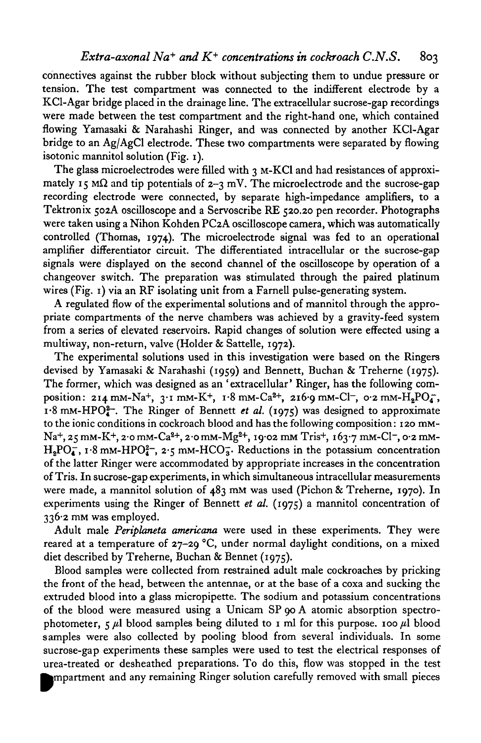connectives against the rubber block without subjecting them to undue pressure or tension. The test compartment was connected to the indifferent electrode by a KCl-Agar bridge placed in the drainage line. The extracellular sucrose-gap recordings were made between the test compartment and the right-hand one, which contained flowing Yamasaki & Narahashi Ringer, and was connected by another KCl-Agar bridge to an Ag/AgCl electrode. These two compartments were separated by flowing isotonic mannitol solution (Fig. 1).

The glass microelectrodes were filled with 3 M-KCl and had resistances of approximately 15 MΩ and tip potentials of 2–3 mV. The microelectrode and the sucrose-gap recording electrode were connected, by separate high-impedance amplifiers, to a Tektronix 502A oscilloscope and a Servoscribe RE 520.20 pen recorder. Photographs were taken using a Nihon Kohden PC2A oscilloscope camera, which was automatically controlled (Thomas, 1974). The microelectrode signal was fed to an operational amplifier differentiator circuit. The differentiated intracellular or the sucrose-gap signals were displayed on the second channel of the oscilloscope by operation of a changeover switch. The preparation was stimulated through the paired platinum wires (Fig. 1) via an RF isolating unit from a Farnell pulse-generating system.

A regulated flow of the experimental solutions and of mannitol through the appropriate compartments of the nerve chambers was achieved by a gravity-feed system from a series of elevated reservoirs. Rapid changes of solution were effected using a multiway, non-return, valve (Holder & Sattelle, 1972).

The experimental solutions used in this investigation were based on the Ringers devised by Yamasaki & Narahashi (1959) and Bennett, Buchan & Treherne (1975). The former, which was designed as an 'extracellular' Ringer, has the following composition: 214 mM-$Na^+$, 3·1 mM-$K^+$, 1·8 mM-$Ca^{2+}$, 216·9 mM-$Cl^-$, 0·2 mM-$H_2PO_4^-$, 1·8 mM-$HPO_4^{2-}$. The Ringer of Bennett *et al.* (1975) was designed to approximate to the ionic conditions in cockroach blood and has the following composition: 120 mM-$Na^+$, 25 mM-$K^+$, 2·0 mM-$Ca^{2+}$, 2·0 mM-$Mg^{2+}$, 19·02 mM $Tris^+$, 163·7 mM-$Cl^-$, 0·2 mM-$H_2PO_4^-$, 1·8 mM-$HPO_4^{2-}$, 2·5 mM-$HCO_3^-$. Reductions in the potassium concentration of the latter Ringer were accommodated by appropriate increases in the concentration of Tris. In sucrose-gap experiments, in which simultaneous intracellular measurements were made, a mannitol solution of 483 mM was used (Pichon & Treherne, 1970). In experiments using the Ringer of Bennett *et al.* (1975) a mannitol concentration of 336·2 mM was employed.

Adult male *Periplaneta americana* were used in these experiments. They were reared at a temperature of 27–29 °C, under normal daylight conditions, on a mixed diet described by Treherne, Buchan & Bennet (1975).

Blood samples were collected from restrained adult male cockroaches by pricking the front of the head, between the antennae, or at the base of a coxa and sucking the extruded blood into a glass micropipette. The sodium and potassium concentrations of the blood were measured using a Unicam SP 90 A atomic absorption spectrophotometer, 5 μl blood samples being diluted to 1 ml for this purpose. 100 μl blood samples were also collected by pooling blood from several individuals. In some sucrose-gap experiments these samples were used to test the electrical responses of urea-treated or desheathed preparations. To do this, flow was stopped in the test compartment and any remaining Ringer solution carefully removed with small pieces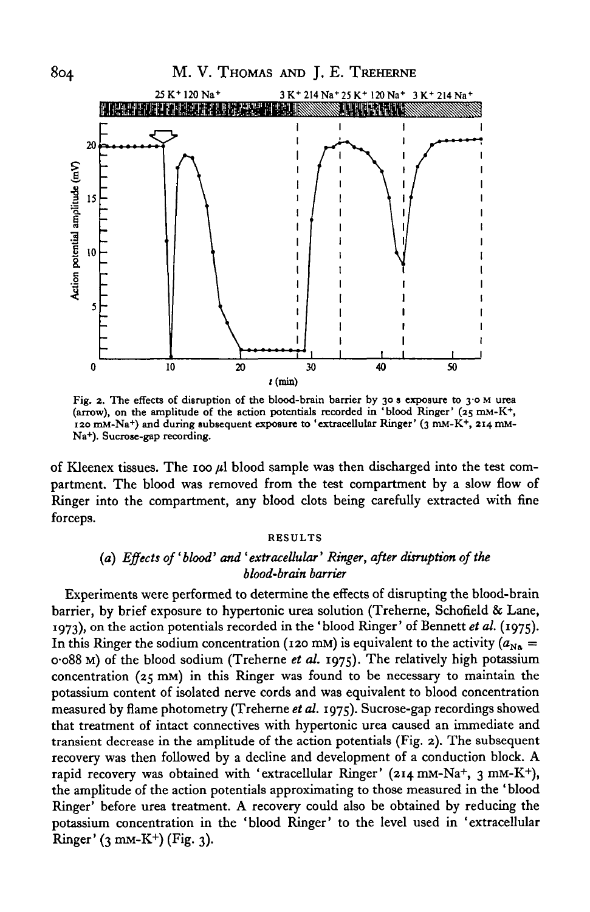Fig. 2. The effects of disruption of the blood-brain barrier by 30 s exposure to 3·0 M urea (arrow), on the amplitude of the action potentials recorded in 'blood Ringer' (25 mM-$K^+$, 120 mM-$Na^+$) and during subsequent exposure to 'extracellular Ringer' (3 mM-$K^+$, 214 mM-$Na^+$). Sucrose-gap recording.

of Kleenex tissues. The 100 μl blood sample was then discharged into the test compartment. The blood was removed from the test compartment by a slow flow of Ringer into the compartment, any blood clots being carefully extracted with fine forceps.

## RESULTS

### (a) *Effects of 'blood' and 'extracellular' Ringer, after disruption of the blood-brain barrier*

Experiments were performed to determine the effects of disrupting the blood-brain barrier, by brief exposure to hypertonic urea solution (Treherne, Schofield & Lane, 1973), on the action potentials recorded in the 'blood Ringer' of Bennett *et al.* (1975). In this Ringer the sodium concentration (120 mM) is equivalent to the activity ($a_{Na}$ = 0·088 M) of the blood sodium (Treherne *et al.* 1975). The relatively high potassium concentration (25 mM) in this Ringer was found to be necessary to maintain the potassium content of isolated nerve cords and was equivalent to blood concentration measured by flame photometry (Treherne *et al.* 1975). Sucrose-gap recordings showed that treatment of intact connectives with hypertonic urea caused an immediate and transient decrease in the amplitude of the action potentials (Fig. 2). The subsequent recovery was then followed by a decline and development of a conduction block. A rapid recovery was obtained with 'extracellular Ringer' (214 mM-$Na^+$, 3 mM-$K^+$), the amplitude of the action potentials approximating to those measured in the 'blood Ringer' before urea treatment. A recovery could also be obtained by reducing the potassium concentration in the 'blood Ringer' to the level used in 'extracellular Ringer' (3 mM-$K^+$) (Fig. 3).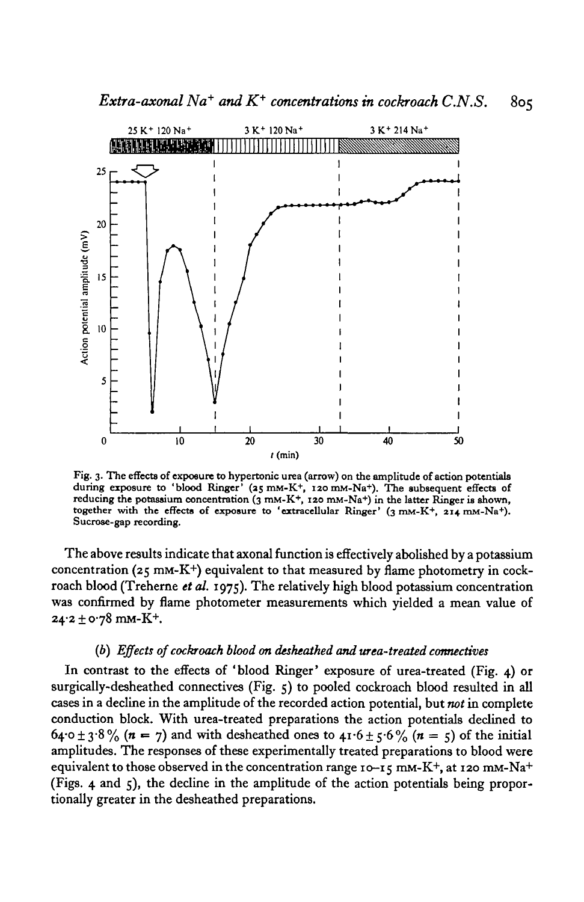Fig. 3. The effects of exposure to hypertonic urea (arrow) on the amplitude of action potentials during exposure to 'blood Ringer' (25 mM-$K^+$, 120 mM-$Na^+$). The subsequent effects of reducing the potassium concentration (3 mM-$K^+$, 120 mM-$Na^+$) in the latter Ringer is shown, together with the effects of exposure to 'extracellular Ringer' (3 mM-$K^+$, 214 mM-$Na^+$). Sucrose-gap recording.

The above results indicate that axonal function is effectively abolished by a potassium concentration (25 mM-$K^+$) equivalent to that measured by flame photometry in cockroach blood (Treherne *et al.* 1975). The relatively high blood potassium concentration was confirmed by flame photometer measurements which yielded a mean value of $24.2 \pm 0.78$ mM-$K^+$.

### (*b*) *Effects of cockroach blood on desheathed and urea-treated connectives*

In contrast to the effects of 'blood Ringer' exposure of urea-treated (Fig. 4) or surgically-desheathed connectives (Fig. 5) to pooled cockroach blood resulted in all cases in a decline in the amplitude of the recorded action potential, but *not* in complete conduction block. With urea-treated preparations the action potentials declined to $64.0 \pm 3.8\%$ ($n = 7$) and with desheathed ones to $41.6 \pm 5.6\%$ ($n = 5$) of the initial amplitudes. The responses of these experimentally treated preparations to blood were equivalent to those observed in the concentration range 10–15 mM-$K^+$, at 120 mM-$Na^+$ (Figs. 4 and 5), the decline in the amplitude of the action potentials being proportionally greater in the desheathed preparations.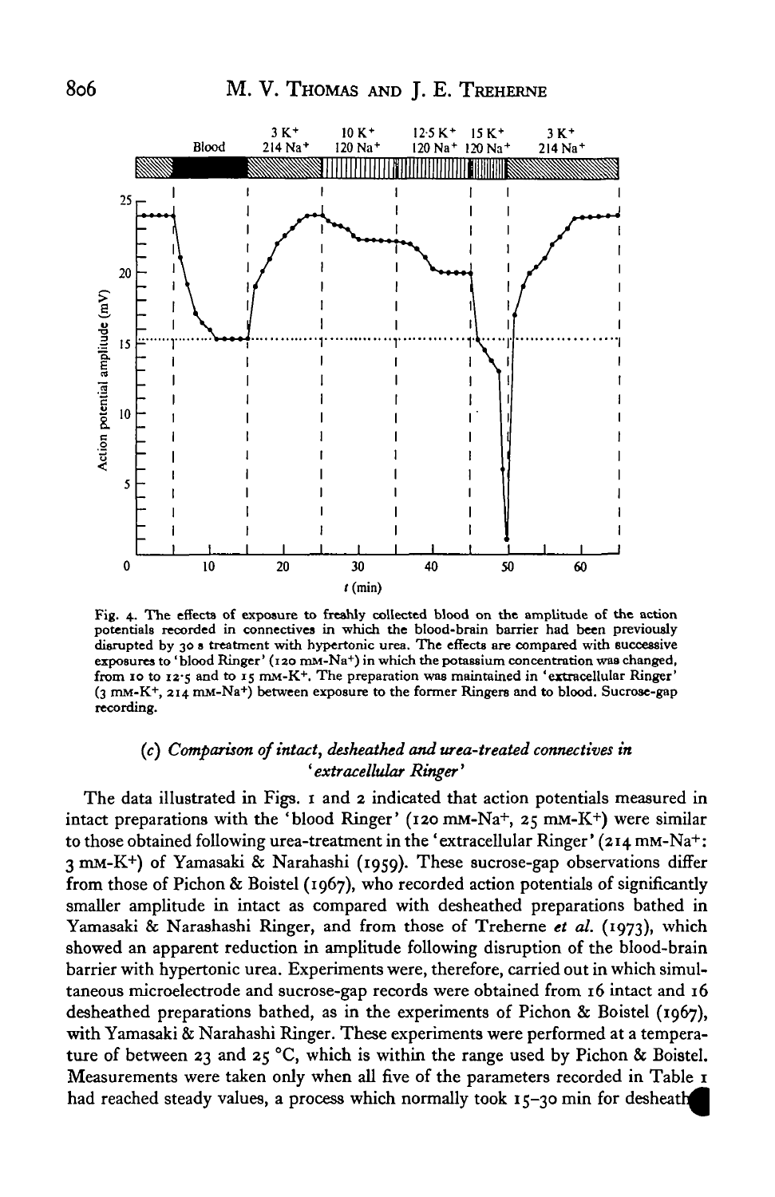Fig. 4. The effects of exposure to freshly collected blood on the amplitude of the action potentials recorded in connectives in which the blood-brain barrier had been previously disrupted by 30 s treatment with hypertonic urea. The effects are compared with successive exposures to 'blood Ringer' (120 mM-$Na^+$) in which the potassium concentration was changed, from 10 to 12·5 and to 15 mM-$K^+$. The preparation was maintained in 'extracellular Ringer' (3 mM-$K^+$, 214 mM-$Na^+$) between exposure to the former Ringers and to blood. Sucrose-gap recording.

### (c) *Comparison of intact, desheathed and urea-treated connectives in 'extracellular Ringer'*

The data illustrated in Figs. 1 and 2 indicated that action potentials measured in intact preparations with the 'blood Ringer' (120 mM-$Na^+$, 25 mM-$K^+$) were similar to those obtained following urea-treatment in the 'extracellular Ringer' (214 mM-$Na^+$: 3 mM-$K^+$) of Yamasaki & Narahashi (1959). These sucrose-gap observations differ from those of Pichon & Boistel (1967), who recorded action potentials of significantly smaller amplitude in intact as compared with desheathed preparations bathed in Yamasaki & Narashashi Ringer, and from those of Treherne *et al.* (1973), which showed an apparent reduction in amplitude following disruption of the blood-brain barrier with hypertonic urea. Experiments were, therefore, carried out in which simultaneous microelectrode and sucrose-gap records were obtained from 16 intact and 16 desheathed preparations bathed, as in the experiments of Pichon & Boistel (1967), with Yamasaki & Narahashi Ringer. These experiments were performed at a temperature of between 23 and 25 °C, which is within the range used by Pichon & Boistel. Measurements were taken only when all five of the parameters recorded in Table 1 had reached steady values, a process which normally took 15–30 min for desheath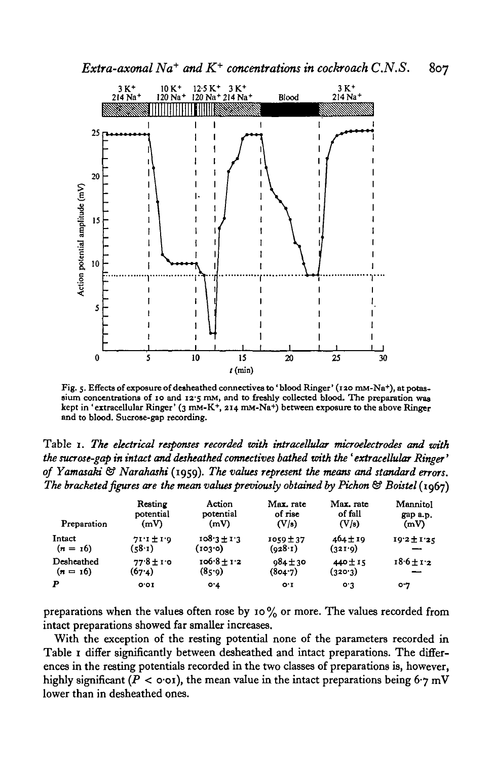Fig. 5. Effects of exposure of desheathed connectives to 'blood Ringer' (120 mM-$Na^+$), at potassium concentrations of 10 and 12·5 mM, and to freshly collected blood. The preparation was kept in 'extracellular Ringer' (3 mM-$K^+$, 214 mM-$Na^+$) between exposure to the above Ringer and to blood. Sucrose-gap recording.

Table 1. *The electrical responses recorded with intracellular microelectrodes and with the sucrose-gap in intact and desheathed connectives bathed with the 'extracellular Ringer' of Yamasaki & Narahashi* (1959). *The values represent the means and standard errors. The bracketed figures are the mean values previously obtained by Pichon & Boistel* (1967)

| Preparation | Resting potential (mV) | Action potential (mV) | Max. rate of rise (V/s) | Max. rate of fall (V/s) | Mannitol gap a.p. (mV) |
|---|---|---|---|---|---|
| Intact ($n$ = 16) | 71·1 ± 1·9 (58·1) | 108·3 ± 1·3 (103·0) | 1059 ± 37 (928·1) | 464 ± 19 (321·9) | 19·2 ± 1·25 — |
| Desheathed ($n$ = 16) | 77·8 ± 1·0 (67·4) | 106·8 ± 1·2 (85·9) | 984 ± 30 (804·7) | 440 ± 15 (320·3) | 18·6 ± 1·2 — |
| $P$ | 0·01 | 0·4 | 0·1 | 0·3 | 0·7 |

preparations when the values often rose by 10% or more. The values recorded from intact preparations showed far smaller increases.

With the exception of the resting potential none of the parameters recorded in Table 1 differ significantly between desheathed and intact preparations. The differences in the resting potentials recorded in the two classes of preparations is, however, highly significant ($P < 0·01$), the mean value in the intact preparations being 6·7 mV lower than in desheathed ones.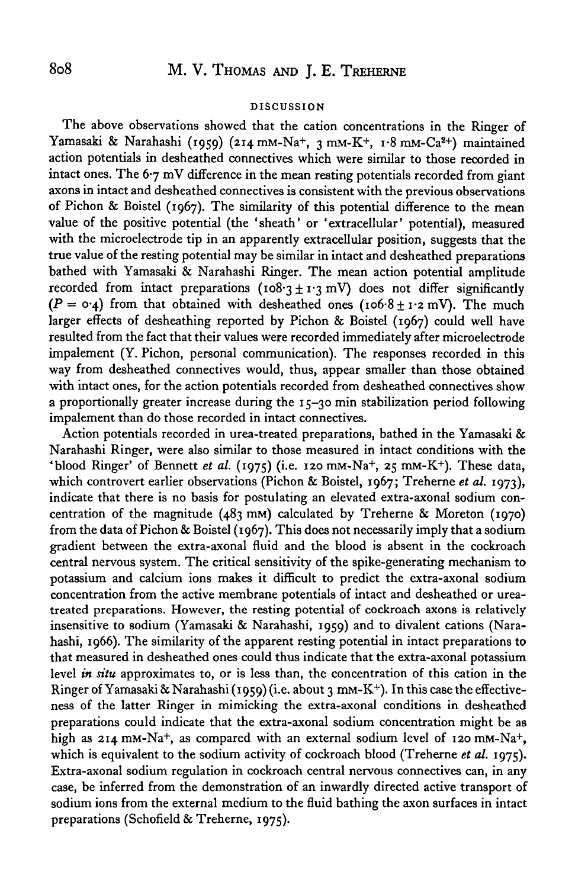## DISCUSSION

The above observations showed that the cation concentrations in the Ringer of Yamasaki & Narahashi (1959) (214 mM-$Na^+$, 3 mM-$K^+$, 1·8 mM-$Ca^{2+}$) maintained action potentials in desheathed connectives which were similar to those recorded in intact ones. The 6·7 mV difference in the mean resting potentials recorded from giant axons in intact and desheathed connectives is consistent with the previous observations of Pichon & Boistel (1967). The similarity of this potential difference to the mean value of the positive potential (the 'sheath' or 'extracellular' potential), measured with the microelectrode tip in an apparently extracellular position, suggests that the true value of the resting potential may be similar in intact and desheathed preparations bathed with Yamasaki & Narahashi Ringer. The mean action potential amplitude recorded from intact preparations (108·3 ± 1·3 mV) does not differ significantly ($P = 0·4$) from that obtained with desheathed ones (106·8 ± 1·2 mV). The much larger effects of desheathing reported by Pichon & Boistel (1967) could well have resulted from the fact that their values were recorded immediately after microelectrode impalement (Y. Pichon, personal communication). The responses recorded in this way from desheathed connectives would, thus, appear smaller than those obtained with intact ones, for the action potentials recorded from desheathed connectives show a proportionally greater increase during the 15–30 min stabilization period following impalement than do those recorded in intact connectives.

Action potentials recorded in urea-treated preparations, bathed in the Yamasaki & Narahashi Ringer, were also similar to those measured in intact conditions with the 'blood Ringer' of Bennett *et al.* (1975) (i.e. 120 mM-$Na^+$, 25 mM-$K^+$). These data, which controvert earlier observations (Pichon & Boistel, 1967; Treherne *et al.* 1973), indicate that there is no basis for postulating an elevated extra-axonal sodium concentration of the magnitude (483 mM) calculated by Treherne & Moreton (1970) from the data of Pichon & Boistel (1967). This does not necessarily imply that a sodium gradient between the extra-axonal fluid and the blood is absent in the cockroach central nervous system. The critical sensitivity of the spike-generating mechanism to potassium and calcium ions makes it difficult to predict the extra-axonal sodium concentration from the active membrane potentials of intact and desheathed or urea-treated preparations. However, the resting potential of cockroach axons is relatively insensitive to sodium (Yamasaki & Narahashi, 1959) and to divalent cations (Narahashi, 1966). The similarity of the apparent resting potential in intact preparations to that measured in desheathed ones could thus indicate that the extra-axonal potassium level *in situ* approximates to, or is less than, the concentration of this cation in the Ringer of Yamasaki & Narahashi (1959) (i.e. about 3 mM-$K^+$). In this case the effectiveness of the latter Ringer in mimicking the extra-axonal conditions in desheathed preparations could indicate that the extra-axonal sodium concentration might be as high as 214 mM-$Na^+$, as compared with an external sodium level of 120 mM-$Na^+$, which is equivalent to the sodium activity of cockroach blood (Treherne *et al.* 1975). Extra-axonal sodium regulation in cockroach central nervous connectives can, in any case, be inferred from the demonstration of an inwardly directed active transport of sodium ions from the external medium to the fluid bathing the axon surfaces in intact preparations (Schofield & Treherne, 1975).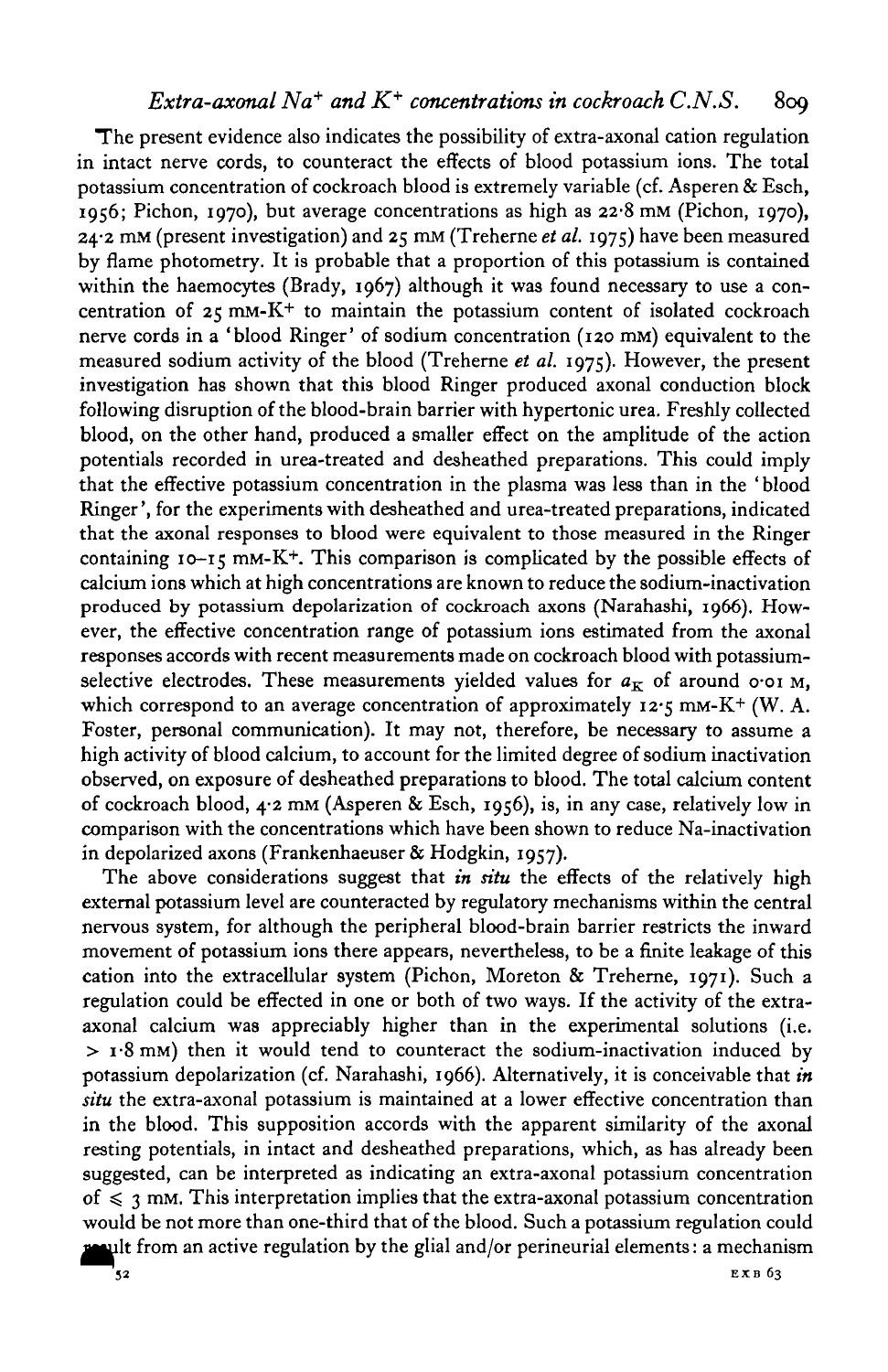The present evidence also indicates the possibility of extra-axonal cation regulation in intact nerve cords, to counteract the effects of blood potassium ions. The total potassium concentration of cockroach blood is extremely variable (cf. Asperen & Esch, 1956; Pichon, 1970), but average concentrations as high as 22·8 mM (Pichon, 1970), 24·2 mM (present investigation) and 25 mM (Treherne *et al.* 1975) have been measured by flame photometry. It is probable that a proportion of this potassium is contained within the haemocytes (Brady, 1967) although it was found necessary to use a concentration of 25 mM-$K^+$ to maintain the potassium content of isolated cockroach nerve cords in a 'blood Ringer' of sodium concentration (120 mM) equivalent to the measured sodium activity of the blood (Treherne *et al.* 1975). However, the present investigation has shown that this blood Ringer produced axonal conduction block following disruption of the blood-brain barrier with hypertonic urea. Freshly collected blood, on the other hand, produced a smaller effect on the amplitude of the action potentials recorded in urea-treated and desheathed preparations. This could imply that the effective potassium concentration in the plasma was less than in the 'blood Ringer', for the experiments with desheathed and urea-treated preparations, indicated that the axonal responses to blood were equivalent to those measured in the Ringer containing 10–15 mM-$K^+$. This comparison is complicated by the possible effects of calcium ions which at high concentrations are known to reduce the sodium-inactivation produced by potassium depolarization of cockroach axons (Narahashi, 1966). However, the effective concentration range of potassium ions estimated from the axonal responses accords with recent measurements made on cockroach blood with potassium-selective electrodes. These measurements yielded values for $a_K$ of around 0·01 M, which correspond to an average concentration of approximately 12·5 mM-$K^+$ (W. A. Foster, personal communication). It may not, therefore, be necessary to assume a high activity of blood calcium, to account for the limited degree of sodium inactivation observed, on exposure of desheathed preparations to blood. The total calcium content of cockroach blood, 4·2 mM (Asperen & Esch, 1956), is, in any case, relatively low in comparison with the concentrations which have been shown to reduce Na-inactivation in depolarized axons (Frankenhaeuser & Hodgkin, 1957).

The above considerations suggest that *in situ* the effects of the relatively high external potassium level are counteracted by regulatory mechanisms within the central nervous system, for although the peripheral blood-brain barrier restricts the inward movement of potassium ions there appears, nevertheless, to be a finite leakage of this cation into the extracellular system (Pichon, Moreton & Treherne, 1971). Such a regulation could be effected in one or both of two ways. If the activity of the extra-axonal calcium was appreciably higher than in the experimental solutions (i.e. > 1·8 mM) then it would tend to counteract the sodium-inactivation induced by potassium depolarization (cf. Narahashi, 1966). Alternatively, it is conceivable that *in situ* the extra-axonal potassium is maintained at a lower effective concentration than in the blood. This supposition accords with the apparent similarity of the axonal resting potentials, in intact and desheathed preparations, which, as has already been suggested, can be interpreted as indicating an extra-axonal potassium concentration of ⩽ 3 mM. This interpretation implies that the extra-axonal potassium concentration would be not more than one-third that of the blood. Such a potassium regulation could result from an active regulation by the glial and/or perineurial elements: a mechanism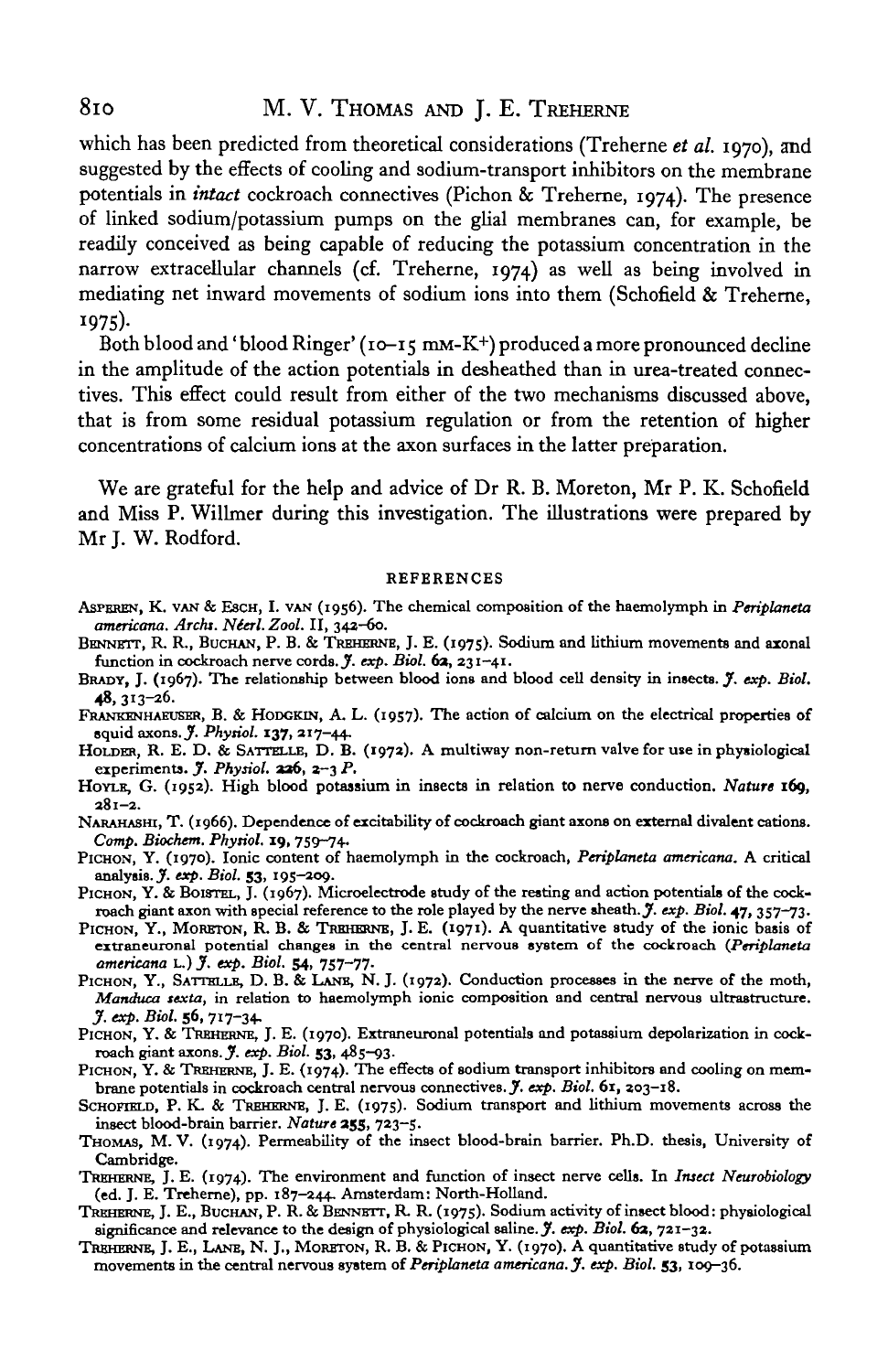which has been predicted from theoretical considerations (Treherne *et al.* 1970), and suggested by the effects of cooling and sodium-transport inhibitors on the membrane potentials in *intact* cockroach connectives (Pichon & Treherne, 1974). The presence of linked sodium/potassium pumps on the glial membranes can, for example, be readily conceived as being capable of reducing the potassium concentration in the narrow extracellular channels (cf. Treherne, 1974) as well as being involved in mediating net inward movements of sodium ions into them (Schofield & Treherne, 1975).

Both blood and 'blood Ringer' (10–15 mM-$K^+$) produced a more pronounced decline in the amplitude of the action potentials in desheathed than in urea-treated connectives. This effect could result from either of the two mechanisms discussed above, that is from some residual potassium regulation or from the retention of higher concentrations of calcium ions at the axon surfaces in the latter preparation.

We are grateful for the help and advice of Dr R. B. Moreton, Mr P. K. Schofield and Miss P. Willmer during this investigation. The illustrations were prepared by Mr J. W. Rodford.

## REFERENCES

Asperen, K. van & Esch, I. van (1956). The chemical composition of the haemolymph in *Periplaneta americana*. *Archs. Néerl. Zool.* II, 342–60.

Bennett, R. R., Buchan, P. B. & Treherne, J. E. (1975). Sodium and lithium movements and axonal function in cockroach nerve cords. *J. exp. Biol.* **62**, 231–41.

Brady, J. (1967). The relationship between blood ions and blood cell density in insects. *J. exp. Biol.* **48**, 313–26.

Frankenhaeuser, B. & Hodgkin, A. L. (1957). The action of calcium on the electrical properties of squid axons. *J. Physiol.* **137**, 217–44.

Holder, R. E. D. & Sattelle, D. B. (1972). A multiway non-return valve for use in physiological experiments. *J. Physiol.* **226**, 2–3 *P*.

Hoyle, G. (1952). High blood potassium in insects in relation to nerve conduction. *Nature* **169**, 281–2.

Narahashi, T. (1966). Dependence of excitability of cockroach giant axons on external divalent cations. *Comp. Biochem. Physiol.* **19**, 759–74.

Pichon, Y. (1970). Ionic content of haemolymph in the cockroach, *Periplaneta americana*. A critical analysis. *J. exp. Biol.* **53**, 195–209.

Pichon, Y. & Boistel, J. (1967). Microelectrode study of the resting and action potentials of the cockroach giant axon with special reference to the role played by the nerve sheath. *J. exp. Biol.* **47**, 357–73.

Pichon, Y., Moreton, R. B. & Treherne, J. E. (1971). A quantitative study of the ionic basis of extraneuronal potential changes in the central nervous system of the cockroach (*Periplaneta americana* L.) *J. exp. Biol.* **54**, 757–77.

Pichon, Y., Sattelle, D. B. & Lane, N. J. (1972). Conduction processes in the nerve of the moth, *Manduca sexta*, in relation to haemolymph ionic composition and central nervous ultrastructure. *J. exp. Biol.* **56**, 717–34.

Pichon, Y. & Treherne, J. E. (1970). Extraneuronal potentials and potassium depolarization in cockroach giant axons. *J. exp. Biol.* **53**, 485–93.

Pichon, Y. & Treherne, J. E. (1974). The effects of sodium transport inhibitors and cooling on membrane potentials in cockroach central nervous connectives. *J. exp. Biol.* **61**, 203–18.

Schofield, P. K. & Treherne, J. E. (1975). Sodium transport and lithium movements across the insect blood-brain barrier. *Nature* **255**, 723–5.

Thomas, M. V. (1974). Permeability of the insect blood-brain barrier. Ph.D. thesis, University of Cambridge.

Treherne, J. E. (1974). The environment and function of insect nerve cells. In *Insect Neurobiology* (ed. J. E. Treherne), pp. 187–244. Amsterdam: North-Holland.

Treherne, J. E., Buchan, P. B. & Bennett, R. R. (1975). Sodium activity of insect blood: physiological significance and relevance to the design of physiological saline. *J. exp. Biol.* **62**, 721–32.

Treherne, J. E., Lane, N. J., Moreton, R. B. & Pichon, Y. (1970). A quantitative study of potassium movements in the central nervous system of *Periplaneta americana*. *J. exp. Biol.* **53**, 109–36.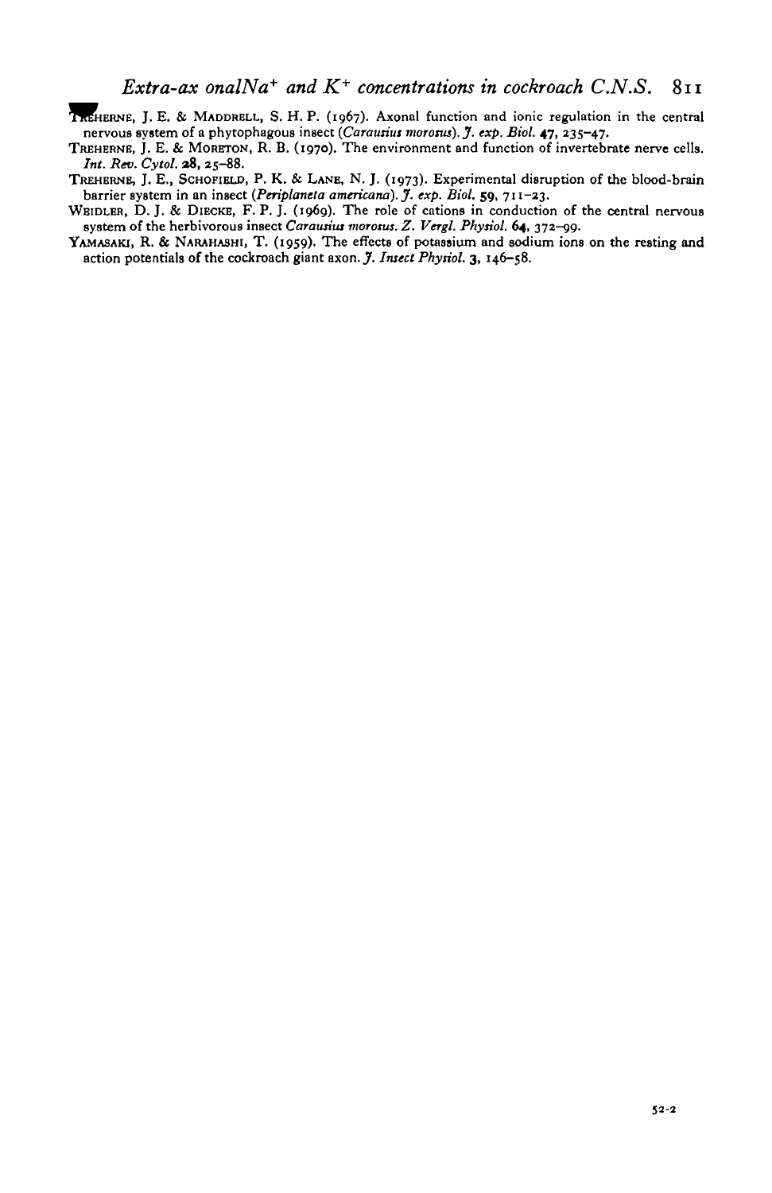Treherne, J. E. & Maddrell, S. H. P. (1967). Axonal function and ionic regulation in the central nervous system of a phytophagous insect (*Carausius morosus*). *J. exp. Biol.* **47**, 235–47.

Treherne, J. E. & Moreton, R. B. (1970). The environment and function of invertebrate nerve cells. *Int. Rev. Cytol.* **28**, 25–88.

Treherne, J. E., Schofield, P. K. & Lane, N. J. (1973). Experimental disruption of the blood-brain barrier system in an insect (*Periplaneta americana*). *J. exp. Biol.* **59**, 711–23.

Weidler, D. J. & Diecke, F. P. J. (1969). The role of cations in conduction of the central nervous system of the herbivorous insect *Carausius morosus*. *Z. Vergl. Physiol.* **64**, 372–99.

Yamasaki, R. & Narahashi, T. (1959). The effects of potassium and sodium ions on the resting and action potentials of the cockroach giant axon. *J. Insect Physiol.* **3**, 146–58.